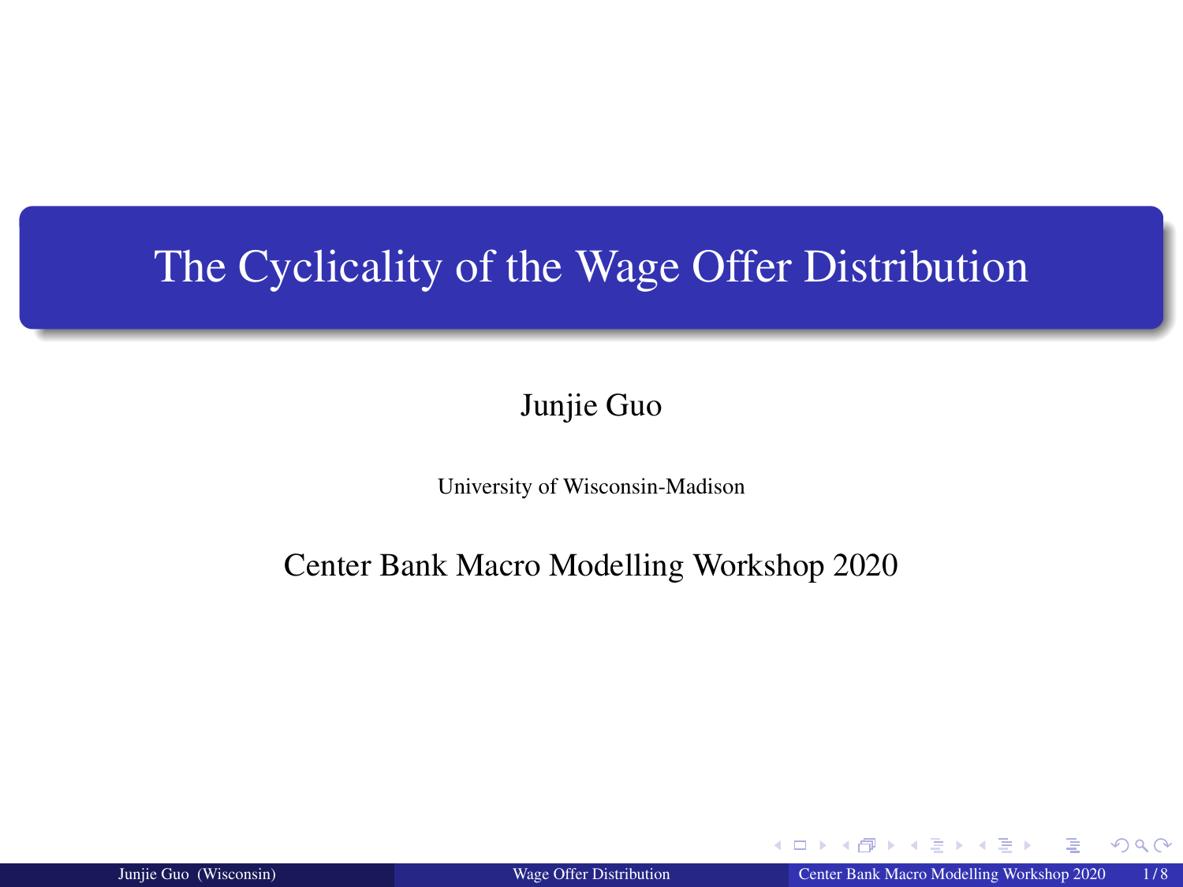# The Cyclicality of the Wage Offer Distribution

Junjie Guo

University of Wisconsin-Madison

Center Bank Macro Modelling Workshop 2020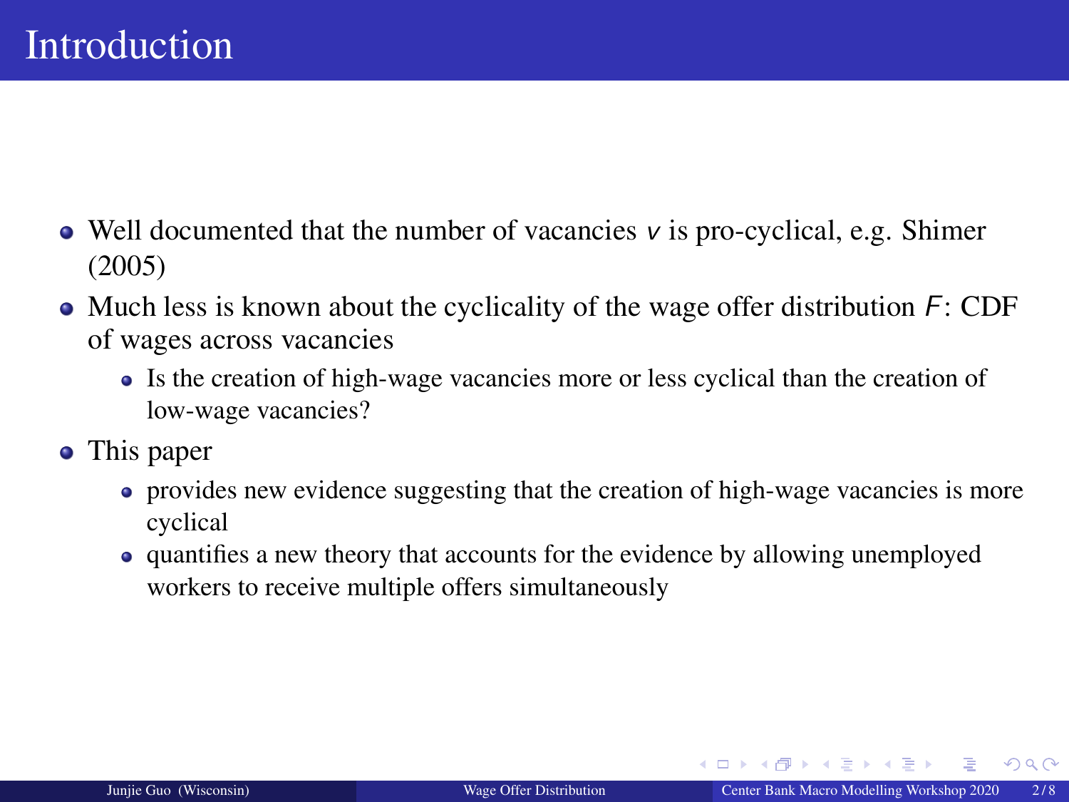# Introduction

- Well documented that the number of vacancies $v$ is pro-cyclical, e.g. Shimer (2005)
- Much less is known about the cyclicality of the wage offer distribution $F$: CDF of wages across vacancies
  - Is the creation of high-wage vacancies more or less cyclical than the creation of low-wage vacancies?
- This paper
  - provides new evidence suggesting that the creation of high-wage vacancies is more cyclical
  - quantifies a new theory that accounts for the evidence by allowing unemployed workers to receive multiple offers simultaneously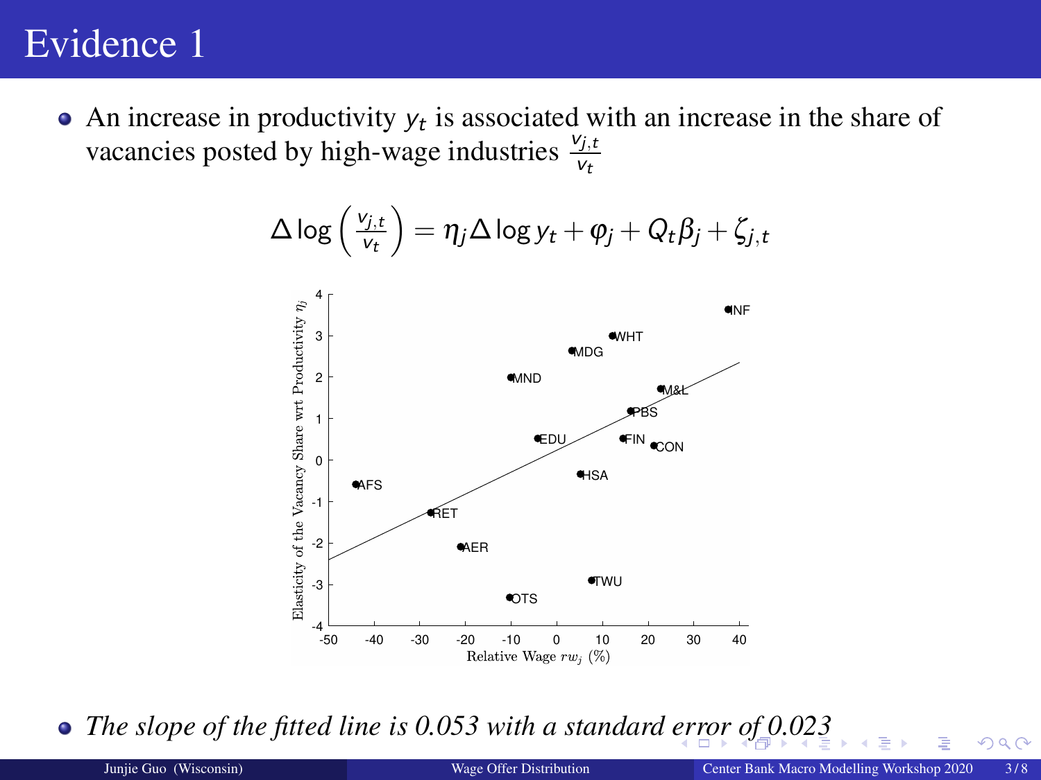# Evidence 1

- An increase in productivity $y_t$ is associated with an increase in the share of vacancies posted by high-wage industries $\frac{v_{j,t}}{v_t}$

$$\Delta \log \left( \frac{v_{j,t}}{v_t} \right) = \eta_j \Delta \log y_t + \varphi_j + Q_t \beta_j + \zeta_{j,t}$$

- *The slope of the fitted line is 0.053 with a standard error of 0.023*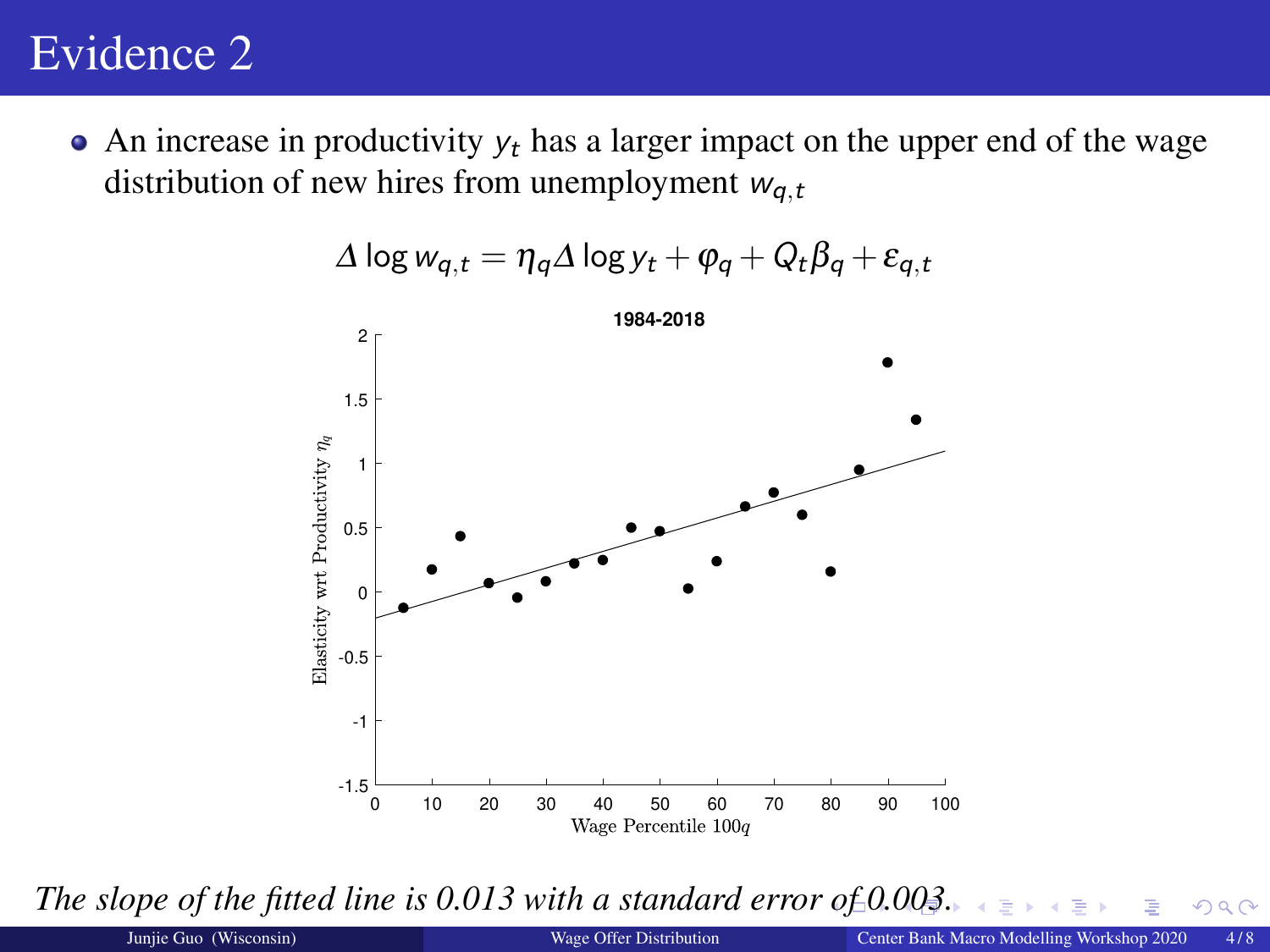# Evidence 2

- An increase in productivity $y_t$ has a larger impact on the upper end of the wage distribution of new hires from unemployment $w_{q,t}$

$$\Delta \log w_{q,t} = \eta_q \Delta \log y_t + \varphi_q + Q_t \beta_q + \varepsilon_{q,t}$$

*The slope of the fitted line is 0.013 with a standard error of 0.003.*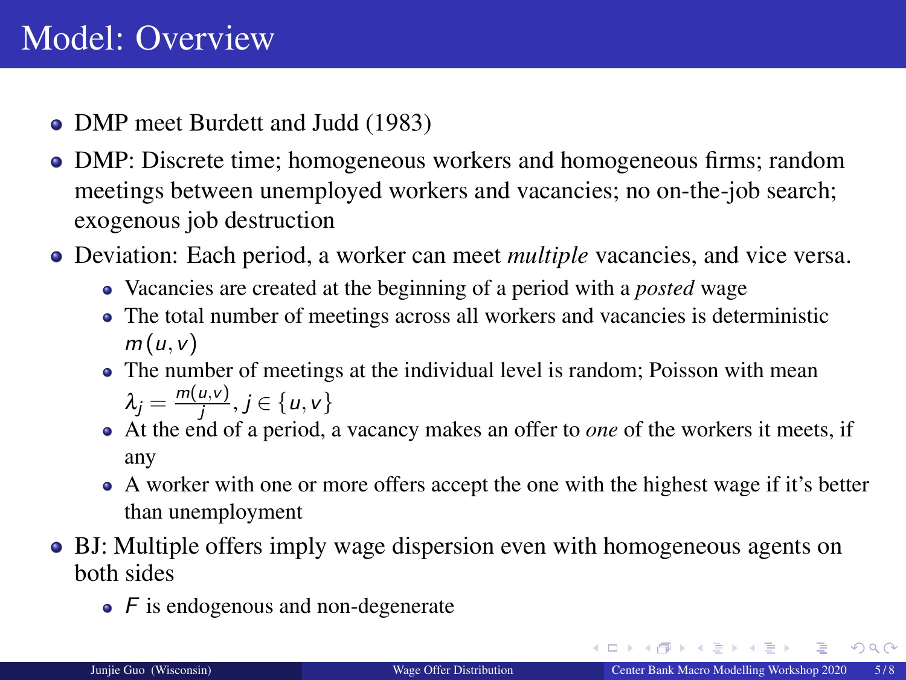# Model: Overview

- DMP meet Burdett and Judd (1983)
- DMP: Discrete time; homogeneous workers and homogeneous firms; random meetings between unemployed workers and vacancies; no on-the-job search; exogenous job destruction
- Deviation: Each period, a worker can meet *multiple* vacancies, and vice versa.
  - Vacancies are created at the beginning of a period with a *posted* wage
  - The total number of meetings across all workers and vacancies is deterministic $m(u, v)$
  - The number of meetings at the individual level is random; Poisson with mean $\lambda_j = \frac{m(u,v)}{j}, j \in \{u, v\}$
  - At the end of a period, a vacancy makes an offer to *one* of the workers it meets, if any
  - A worker with one or more offers accept the one with the highest wage if it's better than unemployment
- BJ: Multiple offers imply wage dispersion even with homogeneous agents on both sides
  - $F$ is endogenous and non-degenerate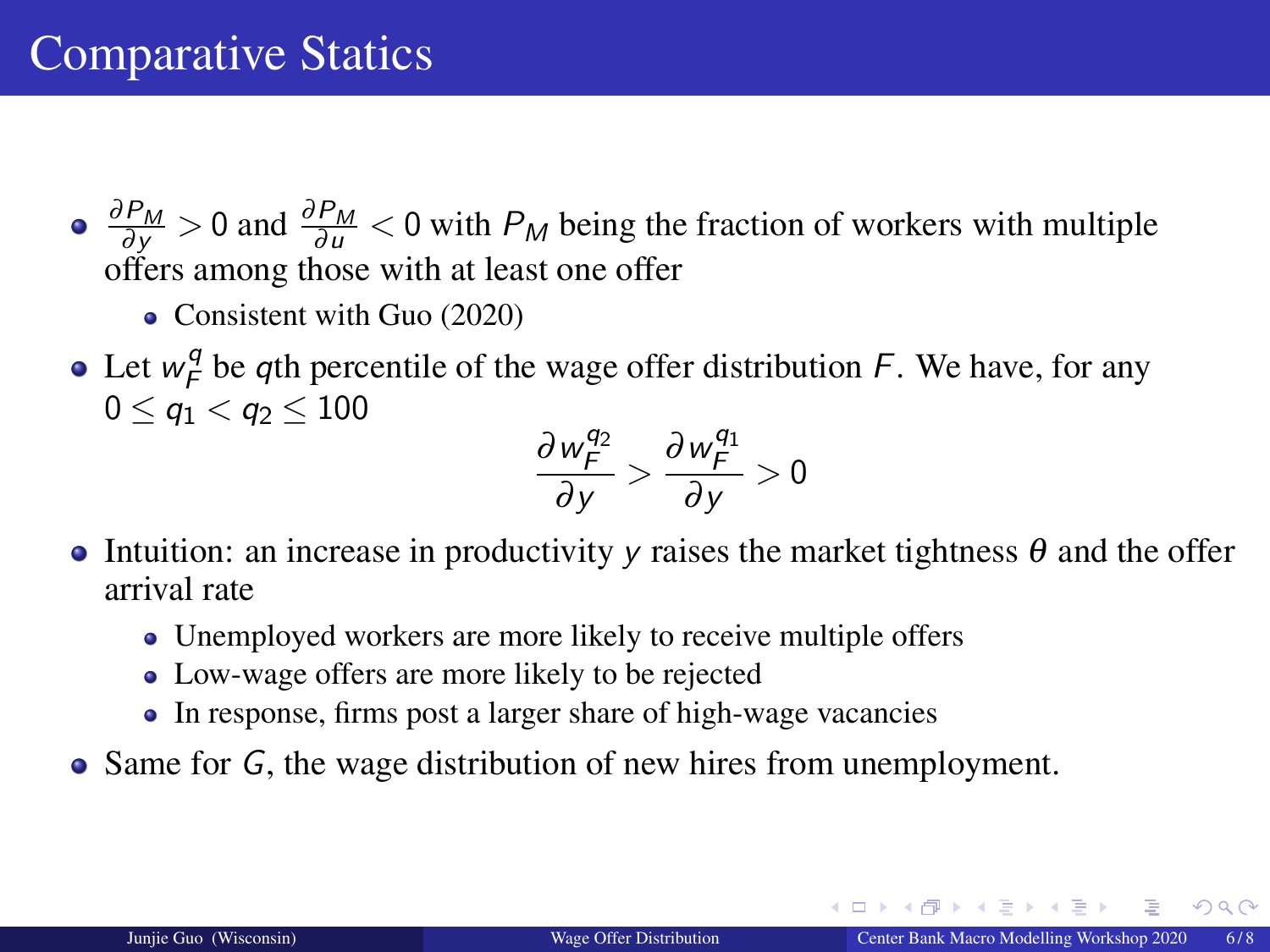# Comparative Statics

- $\frac{\partial P_M}{\partial y} > 0$ and $\frac{\partial P_M}{\partial u} < 0$ with $P_M$ being the fraction of workers with multiple offers among those with at least one offer
  - Consistent with Guo (2020)
- Let $w_F^q$ be $q$th percentile of the wage offer distribution $F$. We have, for any $0 \leq q_1 < q_2 \leq 100$

$$\frac{\partial w_F^{q_2}}{\partial y} > \frac{\partial w_F^{q_1}}{\partial y} > 0$$

- Intuition: an increase in productivity $y$ raises the market tightness $\theta$ and the offer arrival rate
  - Unemployed workers are more likely to receive multiple offers
  - Low-wage offers are more likely to be rejected
  - In response, firms post a larger share of high-wage vacancies
- Same for $G$, the wage distribution of new hires from unemployment.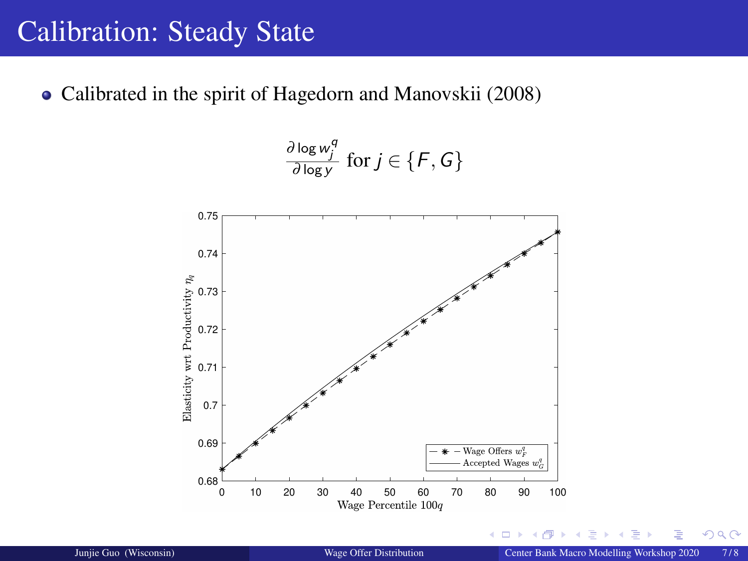# Calibration: Steady State

- Calibrated in the spirit of Hagedorn and Manovskii (2008)

$$\frac{\partial \log w_j^q}{\partial \log y} \text{ for } j \in \{F, G\}$$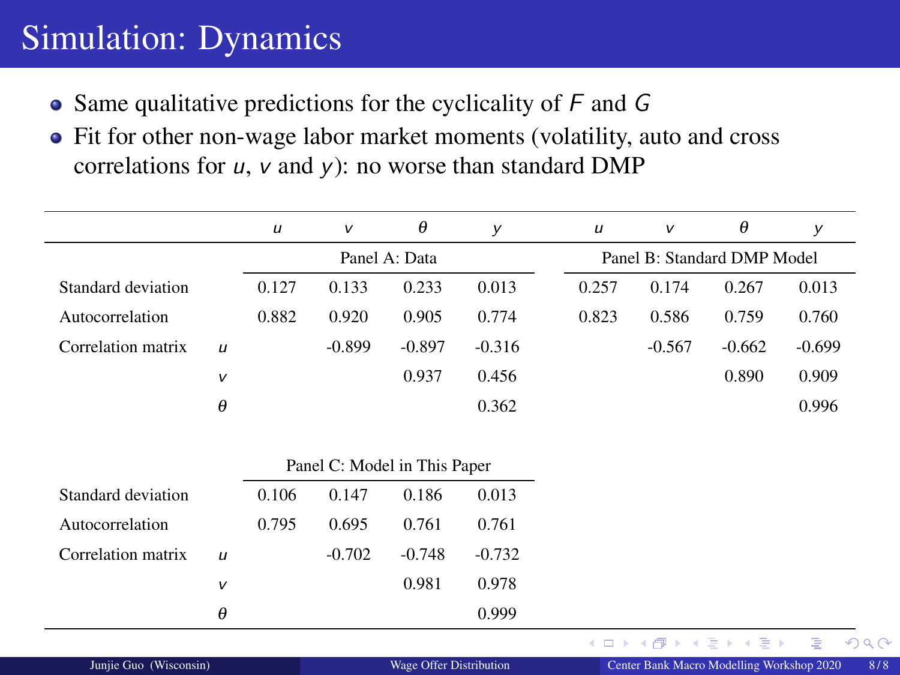# Simulation: Dynamics

- Same qualitative predictions for the cyclicality of $F$ and $G$
- Fit for other non-wage labor market moments (volatility, auto and cross correlations for $u$, $v$ and $y$): no worse than standard DMP

| | | $u$ | $v$ | $\theta$ | $y$ | $u$ | $v$ | $\theta$ | $y$ |
|---|---|---|---|---|---|---|---|---|---|
| | | Panel A: Data | | | | Panel B: Standard DMP Model | | | |
| Standard deviation | | 0.127 | 0.133 | 0.233 | 0.013 | 0.257 | 0.174 | 0.267 | 0.013 |
| Autocorrelation | | 0.882 | 0.920 | 0.905 | 0.774 | 0.823 | 0.586 | 0.759 | 0.760 |
| Correlation matrix | $u$ | | -0.899 | -0.897 | -0.316 | | -0.567 | -0.662 | -0.699 |
| | $v$ | | | 0.937 | 0.456 | | | 0.890 | 0.909 |
| | $\theta$ | | | | 0.362 | | | | 0.996 |
| | | Panel C: Model in This Paper | | | | | | | |
| Standard deviation | | 0.106 | 0.147 | 0.186 | 0.013 | | | | |
| Autocorrelation | | 0.795 | 0.695 | 0.761 | 0.761 | | | | |
| Correlation matrix | $u$ | | -0.702 | -0.748 | -0.732 | | | | |
| | $v$ | | | 0.981 | 0.978 | | | | |
| | $\theta$ | | | | 0.999 | | | | |